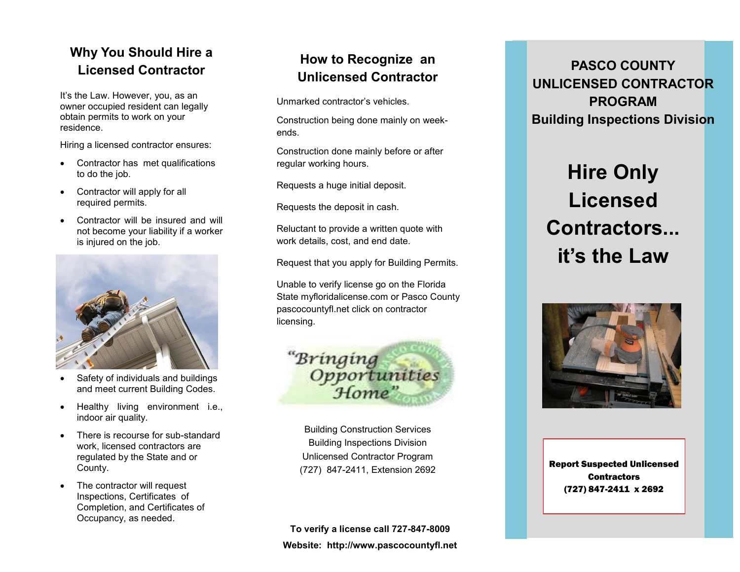## Why You Should Hire a Licensed Contractor

It's the Law. However, you, as an owner occupied resident can legally obtain permits to work on your residence.

Hiring a licensed contractor ensures:

- Contractor has met qualifications to do the job.
- Contractor will apply for all required permits.
- Contractor will be insured and will not become your liability if a worker is injured on the job.
- Safety of individuals and buildings and meet current Building Codes.
- Healthy living environment i.e., indoor air quality.
- There is recourse for sub-standard work, licensed contractors are regulated by the State and or County.
- The contractor will request Inspections, Certificates of Completion, and Certificates of Occupancy, as needed.

## How to Recognize an Unlicensed Contractor

Unmarked contractor's vehicles.

Construction being done mainly on week-ends.

Construction done mainly before or after regular working hours.

Requests a huge initial deposit.

Requests the deposit in cash.

Reluctant to provide a written quote with work details, cost, and end date.

Request that you apply for Building Permits.

Unable to verify license go on the Florida State myfloridalicense.com or Pasco County pascocountyfl.net click on contractor licensing.

"Bringing Opportunities Home"

Building Construction Services
Building Inspections Division
Unlicensed Contractor Program
(727) 847-2411, Extension 2692

**To verify a license call 727-847-8009**

**Website: http://www.pascocountyfl.net**

## PASCO COUNTY UNLICENSED CONTRACTOR PROGRAM

## Building Inspections Division

# Hire Only Licensed Contractors... it's the Law

**Report Suspected Unlicensed Contractors**
**(727) 847-2411 x 2692**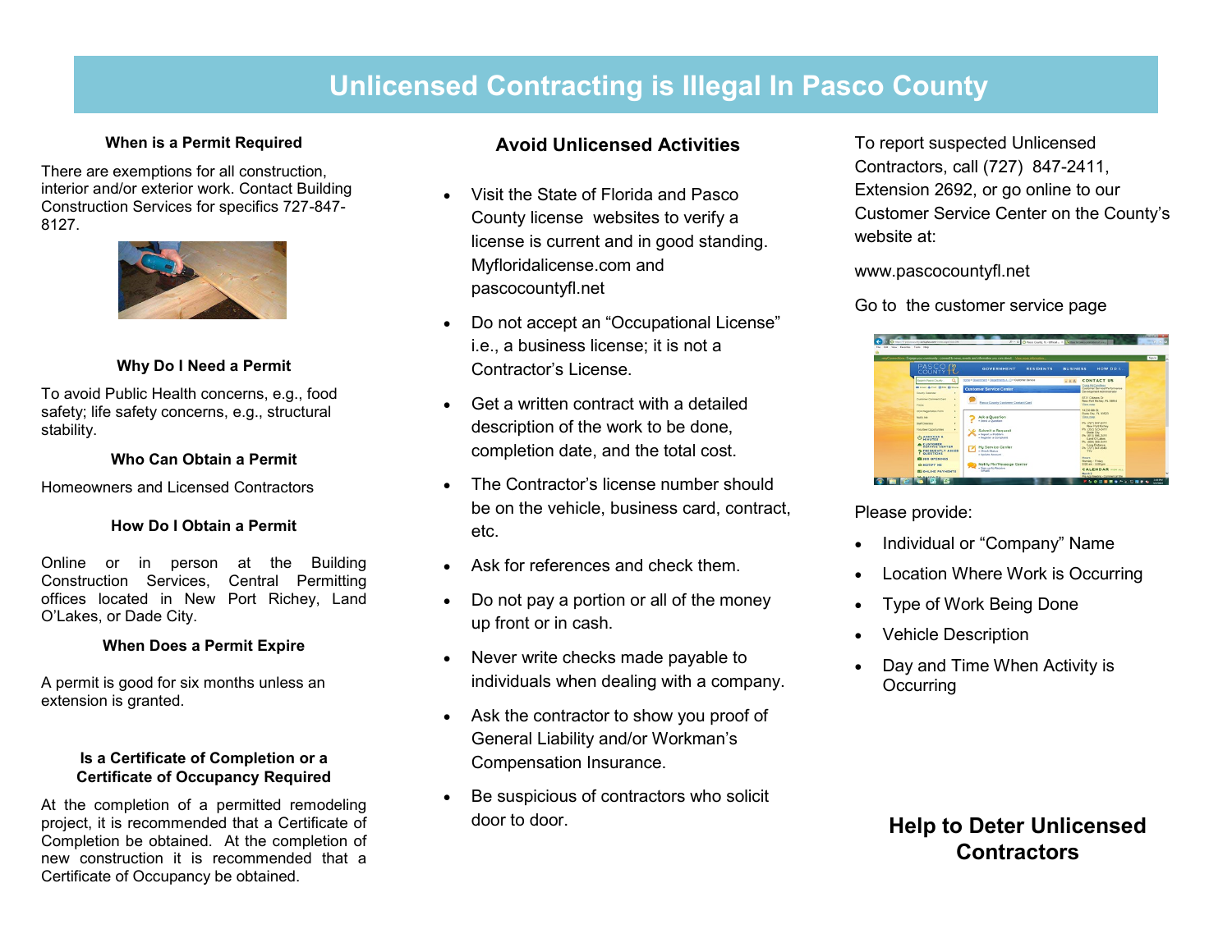# Unlicensed Contracting is Illegal In Pasco County

### When is a Permit Required

There are exemptions for all construction, interior and/or exterior work. Contact Building Construction Services for specifics 727-847-8127.

### Why Do I Need a Permit

To avoid Public Health concerns, e.g., food safety; life safety concerns, e.g., structural stability.

### Who Can Obtain a Permit

Homeowners and Licensed Contractors

### How Do I Obtain a Permit

Online or in person at the Building Construction Services, Central Permitting offices located in New Port Richey, Land O'Lakes, or Dade City.

### When Does a Permit Expire

A permit is good for six months unless an extension is granted.

### Is a Certificate of Completion or a Certificate of Occupancy Required

At the completion of a permitted remodeling project, it is recommended that a Certificate of Completion be obtained. At the completion of new construction it is recommended that a Certificate of Occupancy be obtained.

## Avoid Unlicensed Activities

- Visit the State of Florida and Pasco County license websites to verify a license is current and in good standing. Myfloridalicense.com and pascocountyfl.net
- Do not accept an "Occupational License" i.e., a business license; it is not a Contractor's License.
- Get a written contract with a detailed description of the work to be done, completion date, and the total cost.
- The Contractor's license number should be on the vehicle, business card, contract, etc.
- Ask for references and check them.
- Do not pay a portion or all of the money up front or in cash.
- Never write checks made payable to individuals when dealing with a company.
- Ask the contractor to show you proof of General Liability and/or Workman's Compensation Insurance.
- Be suspicious of contractors who solicit door to door.

To report suspected Unlicensed Contractors, call (727) 847-2411, Extension 2692, or go online to our Customer Service Center on the County's website at:

www.pascocountyfl.net

Go to the customer service page

Please provide:

- Individual or "Company" Name
- Location Where Work is Occurring
- Type of Work Being Done
- Vehicle Description
- Day and Time When Activity is Occurring

## Help to Deter Unlicensed Contractors